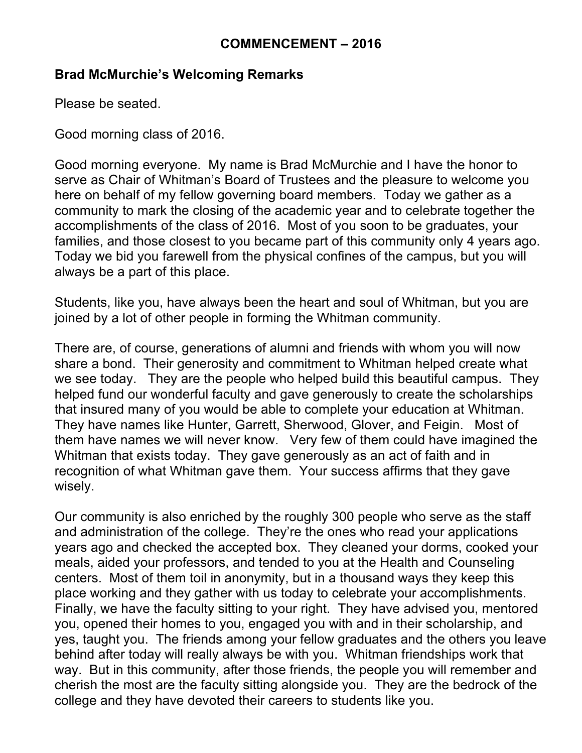# COMMENCEMENT – 2016

## Brad McMurchie's Welcoming Remarks

Please be seated.

Good morning class of 2016.

Good morning everyone. My name is Brad McMurchie and I have the honor to serve as Chair of Whitman's Board of Trustees and the pleasure to welcome you here on behalf of my fellow governing board members. Today we gather as a community to mark the closing of the academic year and to celebrate together the accomplishments of the class of 2016. Most of you soon to be graduates, your families, and those closest to you became part of this community only 4 years ago. Today we bid you farewell from the physical confines of the campus, but you will always be a part of this place.

Students, like you, have always been the heart and soul of Whitman, but you are joined by a lot of other people in forming the Whitman community.

There are, of course, generations of alumni and friends with whom you will now share a bond. Their generosity and commitment to Whitman helped create what we see today. They are the people who helped build this beautiful campus. They helped fund our wonderful faculty and gave generously to create the scholarships that insured many of you would be able to complete your education at Whitman. They have names like Hunter, Garrett, Sherwood, Glover, and Feigin. Most of them have names we will never know. Very few of them could have imagined the Whitman that exists today. They gave generously as an act of faith and in recognition of what Whitman gave them. Your success affirms that they gave wisely.

Our community is also enriched by the roughly 300 people who serve as the staff and administration of the college. They're the ones who read your applications years ago and checked the accepted box. They cleaned your dorms, cooked your meals, aided your professors, and tended to you at the Health and Counseling centers. Most of them toil in anonymity, but in a thousand ways they keep this place working and they gather with us today to celebrate your accomplishments. Finally, we have the faculty sitting to your right. They have advised you, mentored you, opened their homes to you, engaged you with and in their scholarship, and yes, taught you. The friends among your fellow graduates and the others you leave behind after today will really always be with you. Whitman friendships work that way. But in this community, after those friends, the people you will remember and cherish the most are the faculty sitting alongside you. They are the bedrock of the college and they have devoted their careers to students like you.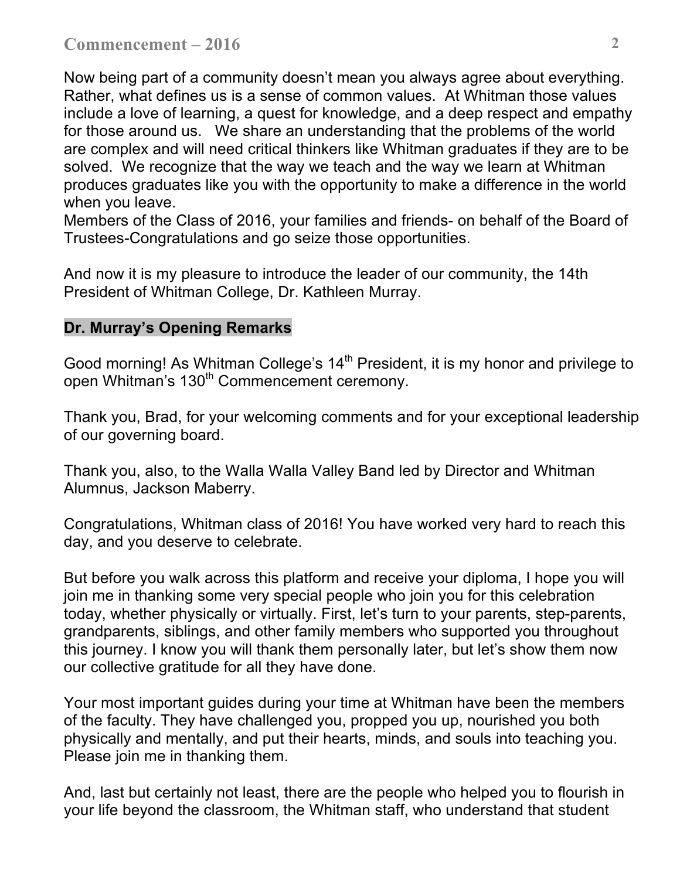Now being part of a community doesn't mean you always agree about everything. Rather, what defines us is a sense of common values. At Whitman those values include a love of learning, a quest for knowledge, and a deep respect and empathy for those around us. We share an understanding that the problems of the world are complex and will need critical thinkers like Whitman graduates if they are to be solved. We recognize that the way we teach and the way we learn at Whitman produces graduates like you with the opportunity to make a difference in the world when you leave.
Members of the Class of 2016, your families and friends- on behalf of the Board of Trustees-Congratulations and go seize those opportunities.

And now it is my pleasure to introduce the leader of our community, the 14th President of Whitman College, Dr. Kathleen Murray.

## Dr. Murray's Opening Remarks

Good morning! As Whitman College's 14th President, it is my honor and privilege to open Whitman's 130th Commencement ceremony.

Thank you, Brad, for your welcoming comments and for your exceptional leadership of our governing board.

Thank you, also, to the Walla Walla Valley Band led by Director and Whitman Alumnus, Jackson Maberry.

Congratulations, Whitman class of 2016! You have worked very hard to reach this day, and you deserve to celebrate.

But before you walk across this platform and receive your diploma, I hope you will join me in thanking some very special people who join you for this celebration today, whether physically or virtually. First, let's turn to your parents, step-parents, grandparents, siblings, and other family members who supported you throughout this journey. I know you will thank them personally later, but let's show them now our collective gratitude for all they have done.

Your most important guides during your time at Whitman have been the members of the faculty. They have challenged you, propped you up, nourished you both physically and mentally, and put their hearts, minds, and souls into teaching you. Please join me in thanking them.

And, last but certainly not least, there are the people who helped you to flourish in your life beyond the classroom, the Whitman staff, who understand that student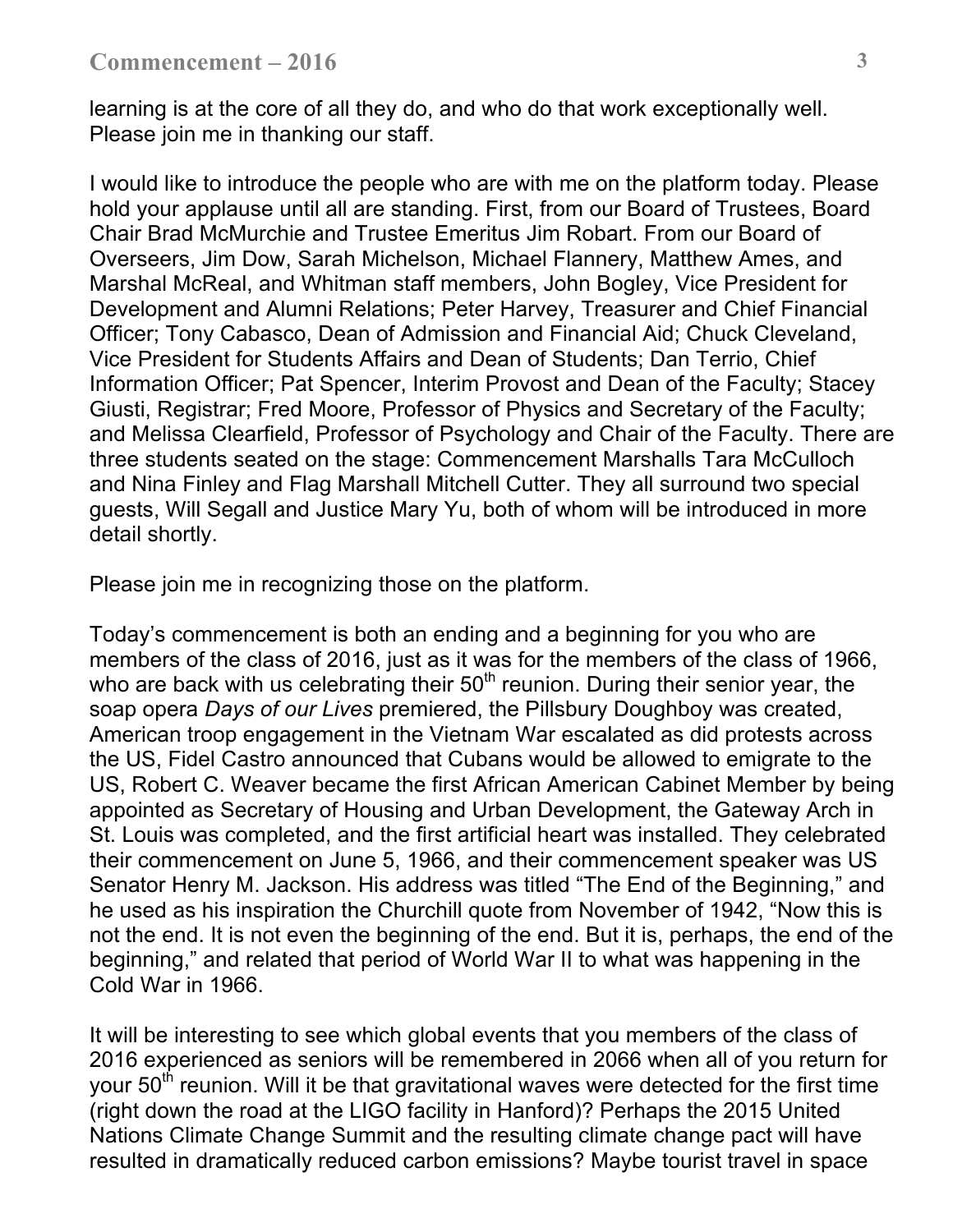learning is at the core of all they do, and who do that work exceptionally well. Please join me in thanking our staff.

I would like to introduce the people who are with me on the platform today. Please hold your applause until all are standing. First, from our Board of Trustees, Board Chair Brad McMurchie and Trustee Emeritus Jim Robart. From our Board of Overseers, Jim Dow, Sarah Michelson, Michael Flannery, Matthew Ames, and Marshal McReal, and Whitman staff members, John Bogley, Vice President for Development and Alumni Relations; Peter Harvey, Treasurer and Chief Financial Officer; Tony Cabasco, Dean of Admission and Financial Aid; Chuck Cleveland, Vice President for Students Affairs and Dean of Students; Dan Terrio, Chief Information Officer; Pat Spencer, Interim Provost and Dean of the Faculty; Stacey Giusti, Registrar; Fred Moore, Professor of Physics and Secretary of the Faculty; and Melissa Clearfield, Professor of Psychology and Chair of the Faculty. There are three students seated on the stage: Commencement Marshalls Tara McCulloch and Nina Finley and Flag Marshall Mitchell Cutter. They all surround two special guests, Will Segall and Justice Mary Yu, both of whom will be introduced in more detail shortly.

Please join me in recognizing those on the platform.

Today's commencement is both an ending and a beginning for you who are members of the class of 2016, just as it was for the members of the class of 1966, who are back with us celebrating their 50th reunion. During their senior year, the soap opera *Days of our Lives* premiered, the Pillsbury Doughboy was created, American troop engagement in the Vietnam War escalated as did protests across the US, Fidel Castro announced that Cubans would be allowed to emigrate to the US, Robert C. Weaver became the first African American Cabinet Member by being appointed as Secretary of Housing and Urban Development, the Gateway Arch in St. Louis was completed, and the first artificial heart was installed. They celebrated their commencement on June 5, 1966, and their commencement speaker was US Senator Henry M. Jackson. His address was titled "The End of the Beginning," and he used as his inspiration the Churchill quote from November of 1942, "Now this is not the end. It is not even the beginning of the end. But it is, perhaps, the end of the beginning," and related that period of World War II to what was happening in the Cold War in 1966.

It will be interesting to see which global events that you members of the class of 2016 experienced as seniors will be remembered in 2066 when all of you return for your 50th reunion. Will it be that gravitational waves were detected for the first time (right down the road at the LIGO facility in Hanford)? Perhaps the 2015 United Nations Climate Change Summit and the resulting climate change pact will have resulted in dramatically reduced carbon emissions? Maybe tourist travel in space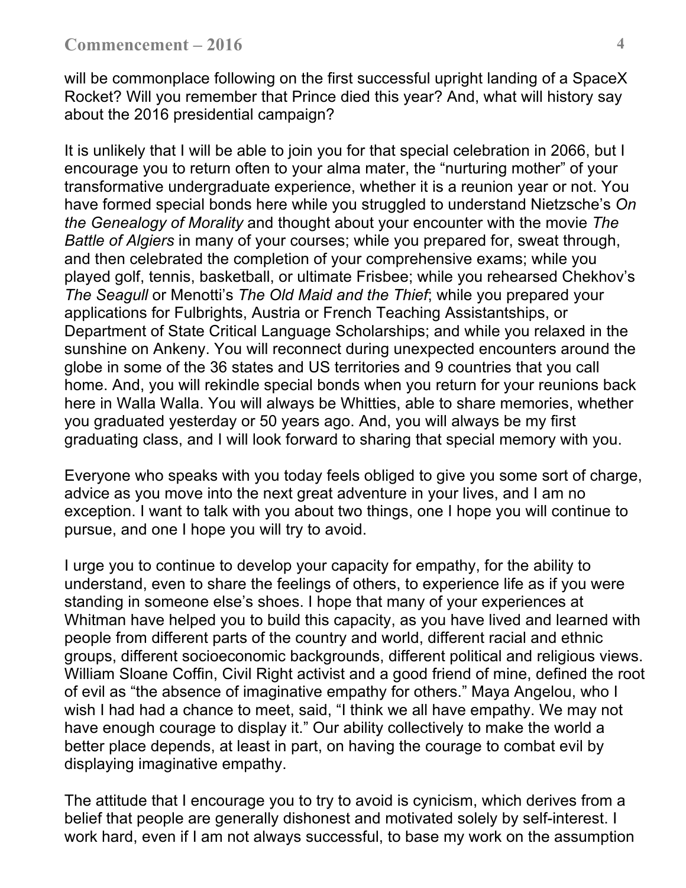will be commonplace following on the first successful upright landing of a SpaceX Rocket? Will you remember that Prince died this year? And, what will history say about the 2016 presidential campaign?

It is unlikely that I will be able to join you for that special celebration in 2066, but I encourage you to return often to your alma mater, the "nurturing mother" of your transformative undergraduate experience, whether it is a reunion year or not. You have formed special bonds here while you struggled to understand Nietzsche's *On the Genealogy of Morality* and thought about your encounter with the movie *The Battle of Algiers* in many of your courses; while you prepared for, sweat through, and then celebrated the completion of your comprehensive exams; while you played golf, tennis, basketball, or ultimate Frisbee; while you rehearsed Chekhov's *The Seagull* or Menotti's *The Old Maid and the Thief*; while you prepared your applications for Fulbrights, Austria or French Teaching Assistantships, or Department of State Critical Language Scholarships; and while you relaxed in the sunshine on Ankeny. You will reconnect during unexpected encounters around the globe in some of the 36 states and US territories and 9 countries that you call home. And, you will rekindle special bonds when you return for your reunions back here in Walla Walla. You will always be Whitties, able to share memories, whether you graduated yesterday or 50 years ago. And, you will always be my first graduating class, and I will look forward to sharing that special memory with you.

Everyone who speaks with you today feels obliged to give you some sort of charge, advice as you move into the next great adventure in your lives, and I am no exception. I want to talk with you about two things, one I hope you will continue to pursue, and one I hope you will try to avoid.

I urge you to continue to develop your capacity for empathy, for the ability to understand, even to share the feelings of others, to experience life as if you were standing in someone else's shoes. I hope that many of your experiences at Whitman have helped you to build this capacity, as you have lived and learned with people from different parts of the country and world, different racial and ethnic groups, different socioeconomic backgrounds, different political and religious views. William Sloane Coffin, Civil Right activist and a good friend of mine, defined the root of evil as "the absence of imaginative empathy for others." Maya Angelou, who I wish I had had a chance to meet, said, "I think we all have empathy. We may not have enough courage to display it." Our ability collectively to make the world a better place depends, at least in part, on having the courage to combat evil by displaying imaginative empathy.

The attitude that I encourage you to try to avoid is cynicism, which derives from a belief that people are generally dishonest and motivated solely by self-interest. I work hard, even if I am not always successful, to base my work on the assumption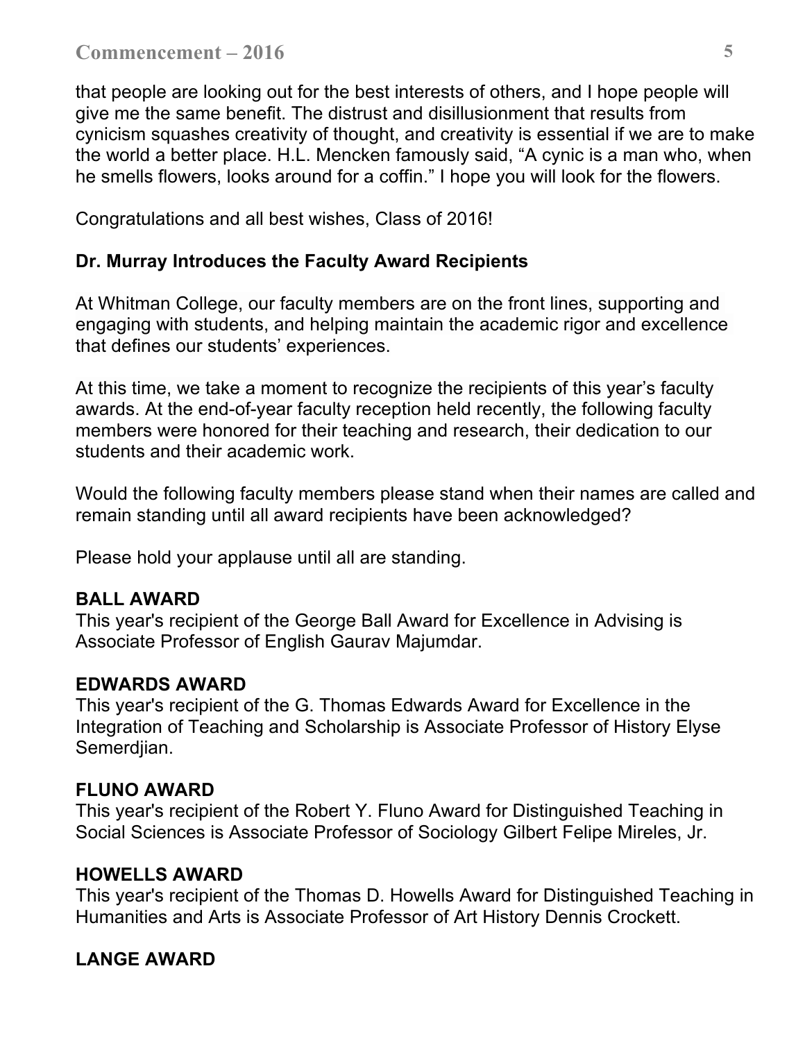that people are looking out for the best interests of others, and I hope people will give me the same benefit. The distrust and disillusionment that results from cynicism squashes creativity of thought, and creativity is essential if we are to make the world a better place. H.L. Mencken famously said, “A cynic is a man who, when he smells flowers, looks around for a coffin.” I hope you will look for the flowers.

Congratulations and all best wishes, Class of 2016!

**Dr. Murray Introduces the Faculty Award Recipients**

At Whitman College, our faculty members are on the front lines, supporting and engaging with students, and helping maintain the academic rigor and excellence that defines our students’ experiences.

At this time, we take a moment to recognize the recipients of this year’s faculty awards. At the end-of-year faculty reception held recently, the following faculty members were honored for their teaching and research, their dedication to our students and their academic work.

Would the following faculty members please stand when their names are called and remain standing until all award recipients have been acknowledged?

Please hold your applause until all are standing.

**BALL AWARD**
This year's recipient of the George Ball Award for Excellence in Advising is Associate Professor of English Gaurav Majumdar.

**EDWARDS AWARD**
This year's recipient of the G. Thomas Edwards Award for Excellence in the Integration of Teaching and Scholarship is Associate Professor of History Elyse Semerdjian.

**FLUNO AWARD**
This year's recipient of the Robert Y. Fluno Award for Distinguished Teaching in Social Sciences is Associate Professor of Sociology Gilbert Felipe Mireles, Jr.

**HOWELLS AWARD**
This year's recipient of the Thomas D. Howells Award for Distinguished Teaching in Humanities and Arts is Associate Professor of Art History Dennis Crockett.

**LANGE AWARD**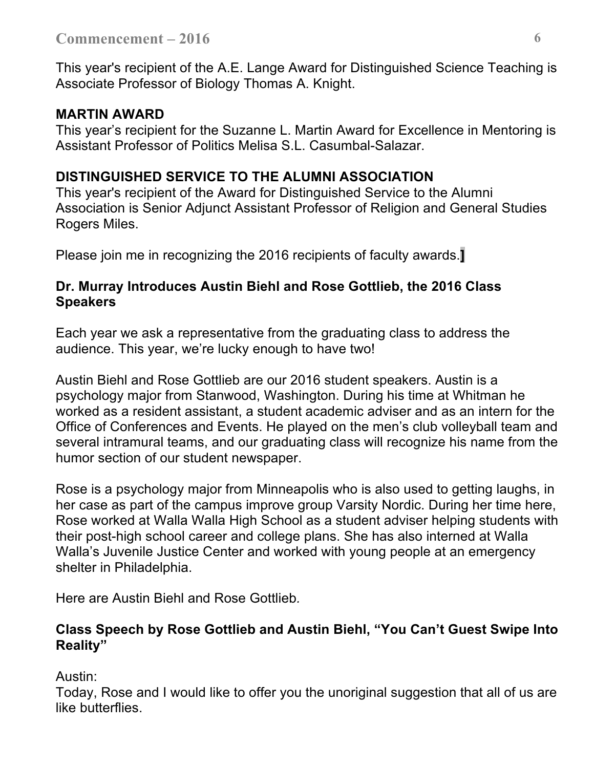This year's recipient of the A.E. Lange Award for Distinguished Science Teaching is Associate Professor of Biology Thomas A. Knight.

**MARTIN AWARD**

This year's recipient for the Suzanne L. Martin Award for Excellence in Mentoring is Assistant Professor of Politics Melisa S.L. Casumbal-Salazar.

**DISTINGUISHED SERVICE TO THE ALUMNI ASSOCIATION**

This year's recipient of the Award for Distinguished Service to the Alumni Association is Senior Adjunct Assistant Professor of Religion and General Studies Rogers Miles.

Please join me in recognizing the 2016 recipients of faculty awards.]

**Dr. Murray Introduces Austin Biehl and Rose Gottlieb, the 2016 Class Speakers**

Each year we ask a representative from the graduating class to address the audience. This year, we're lucky enough to have two!

Austin Biehl and Rose Gottlieb are our 2016 student speakers. Austin is a psychology major from Stanwood, Washington. During his time at Whitman he worked as a resident assistant, a student academic adviser and as an intern for the Office of Conferences and Events. He played on the men's club volleyball team and several intramural teams, and our graduating class will recognize his name from the humor section of our student newspaper.

Rose is a psychology major from Minneapolis who is also used to getting laughs, in her case as part of the campus improve group Varsity Nordic. During her time here, Rose worked at Walla Walla High School as a student adviser helping students with their post-high school career and college plans. She has also interned at Walla Walla's Juvenile Justice Center and worked with young people at an emergency shelter in Philadelphia.

Here are Austin Biehl and Rose Gottlieb.

**Class Speech by Rose Gottlieb and Austin Biehl, "You Can't Guest Swipe Into Reality"**

Austin:
Today, Rose and I would like to offer you the unoriginal suggestion that all of us are like butterflies.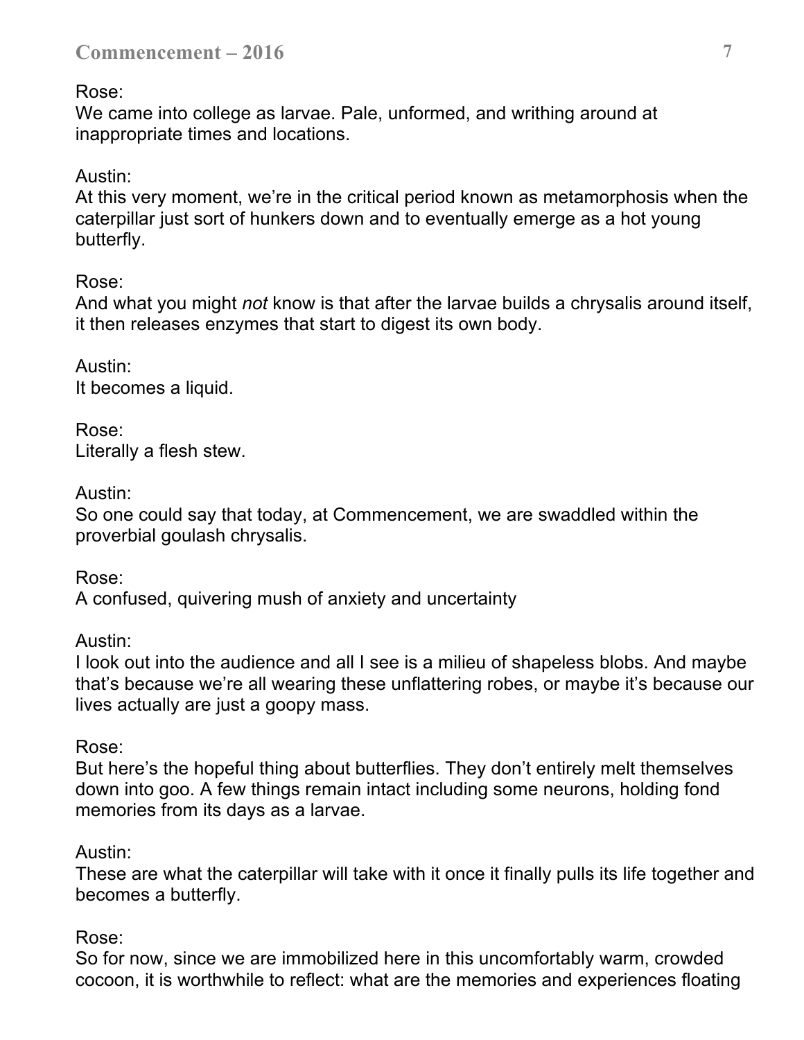Rose:
We came into college as larvae. Pale, unformed, and writhing around at inappropriate times and locations.

Austin:
At this very moment, we're in the critical period known as metamorphosis when the caterpillar just sort of hunkers down and to eventually emerge as a hot young butterfly.

Rose:
And what you might *not* know is that after the larvae builds a chrysalis around itself, it then releases enzymes that start to digest its own body.

Austin:
It becomes a liquid.

Rose:
Literally a flesh stew.

Austin:
So one could say that today, at Commencement, we are swaddled within the proverbial goulash chrysalis.

Rose:
A confused, quivering mush of anxiety and uncertainty

Austin:
I look out into the audience and all I see is a milieu of shapeless blobs. And maybe that's because we're all wearing these unflattering robes, or maybe it's because our lives actually are just a goopy mass.

Rose:
But here's the hopeful thing about butterflies. They don't entirely melt themselves down into goo. A few things remain intact including some neurons, holding fond memories from its days as a larvae.

Austin:
These are what the caterpillar will take with it once it finally pulls its life together and becomes a butterfly.

Rose:
So for now, since we are immobilized here in this uncomfortably warm, crowded cocoon, it is worthwhile to reflect: what are the memories and experiences floating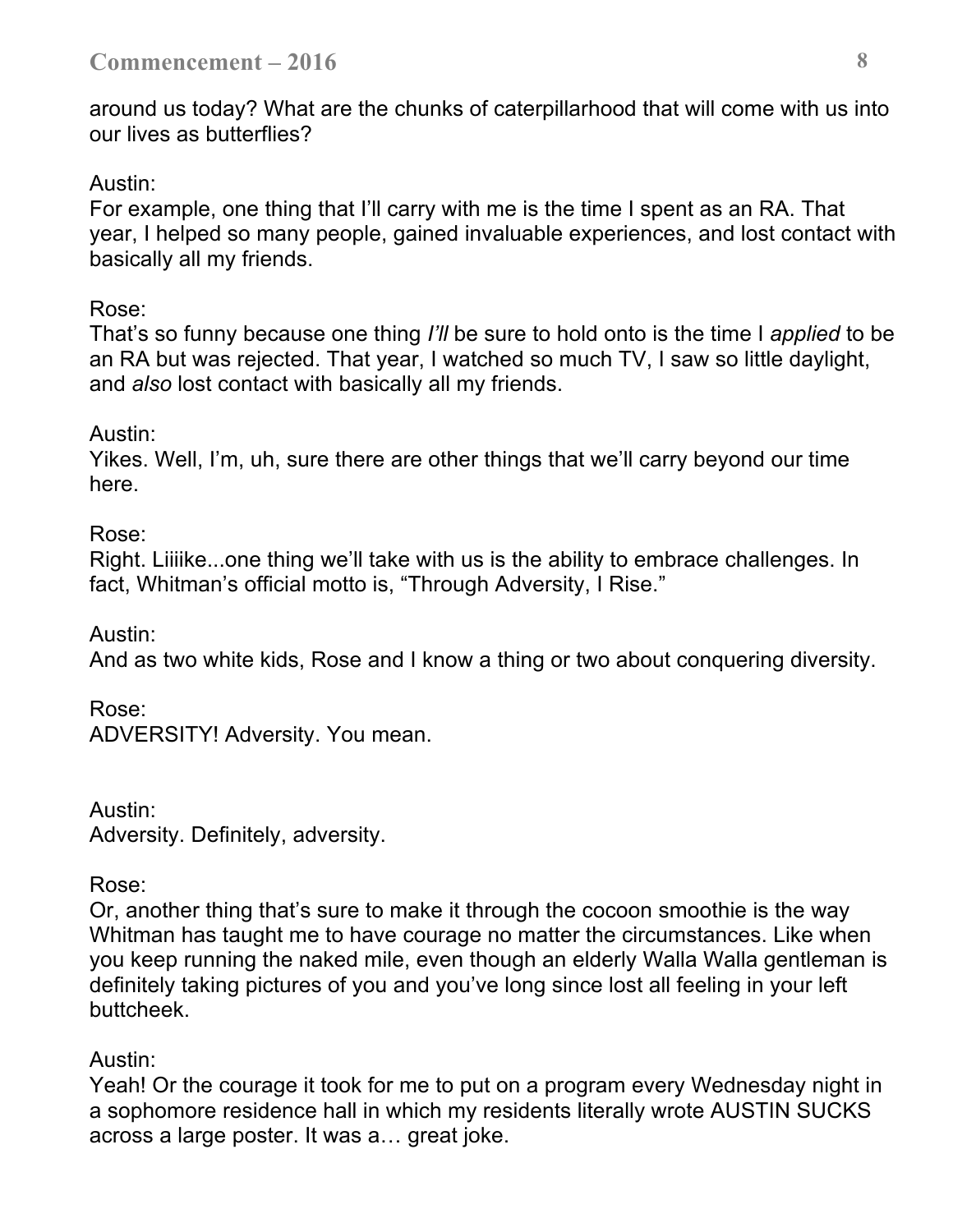around us today? What are the chunks of caterpillarhood that will come with us into our lives as butterflies?

Austin:
For example, one thing that I'll carry with me is the time I spent as an RA. That year, I helped so many people, gained invaluable experiences, and lost contact with basically all my friends.

Rose:
That's so funny because one thing *I'll* be sure to hold onto is the time I *applied* to be an RA but was rejected. That year, I watched so much TV, I saw so little daylight, and *also* lost contact with basically all my friends.

Austin:
Yikes. Well, I'm, uh, sure there are other things that we'll carry beyond our time here.

Rose:
Right. Liiiike...one thing we'll take with us is the ability to embrace challenges. In fact, Whitman's official motto is, "Through Adversity, I Rise."

Austin:
And as two white kids, Rose and I know a thing or two about conquering diversity.

Rose:
ADVERSITY! Adversity. You mean.

Austin:
Adversity. Definitely, adversity.

Rose:
Or, another thing that's sure to make it through the cocoon smoothie is the way Whitman has taught me to have courage no matter the circumstances. Like when you keep running the naked mile, even though an elderly Walla Walla gentleman is definitely taking pictures of you and you've long since lost all feeling in your left buttcheek.

Austin:
Yeah! Or the courage it took for me to put on a program every Wednesday night in a sophomore residence hall in which my residents literally wrote AUSTIN SUCKS across a large poster. It was a… great joke.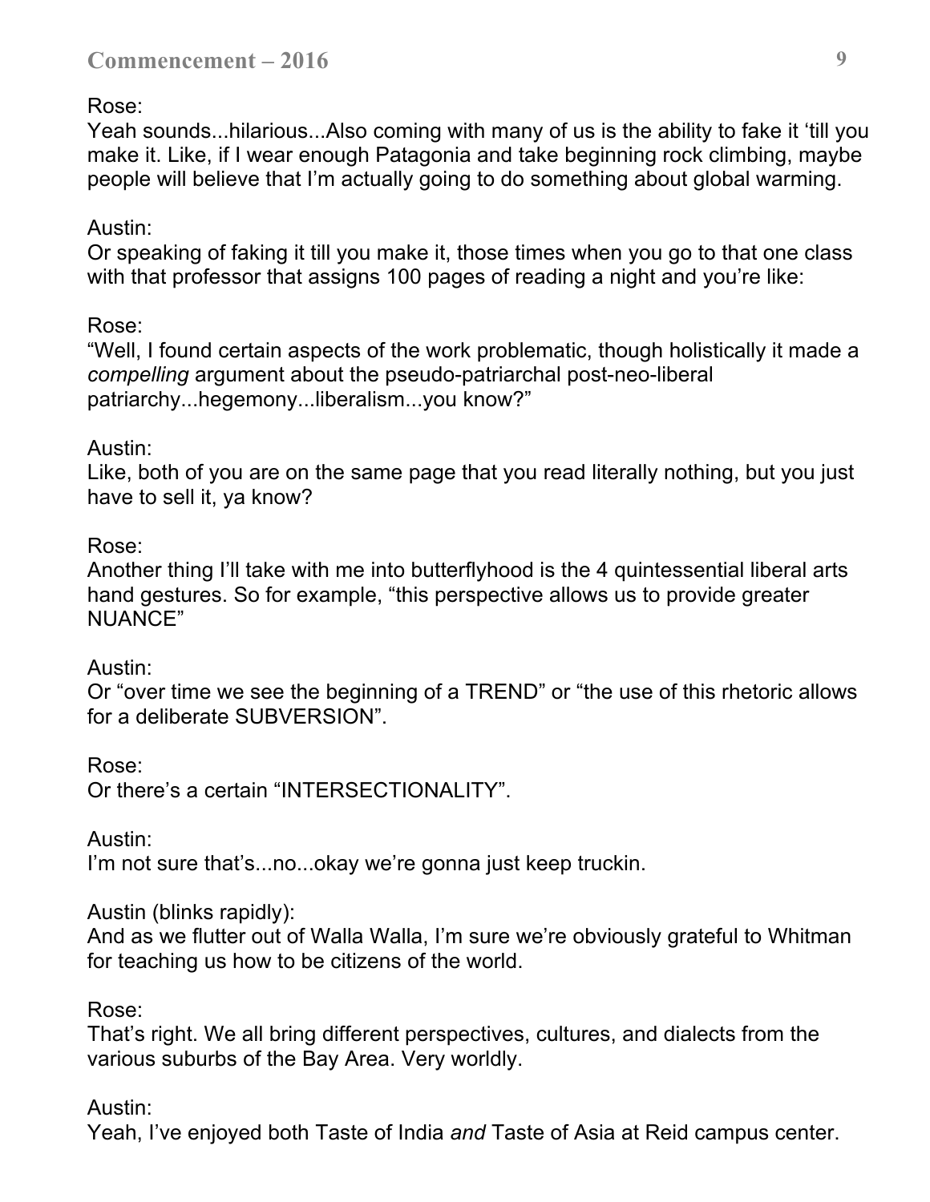Rose:
Yeah sounds...hilarious...Also coming with many of us is the ability to fake it 'till you make it. Like, if I wear enough Patagonia and take beginning rock climbing, maybe people will believe that I'm actually going to do something about global warming.

Austin:
Or speaking of faking it till you make it, those times when you go to that one class with that professor that assigns 100 pages of reading a night and you're like:

Rose:
"Well, I found certain aspects of the work problematic, though holistically it made a *compelling* argument about the pseudo-patriarchal post-neo-liberal patriarchy...hegemony...liberalism...you know?"

Austin:
Like, both of you are on the same page that you read literally nothing, but you just have to sell it, ya know?

Rose:
Another thing I'll take with me into butterflyhood is the 4 quintessential liberal arts hand gestures. So for example, "this perspective allows us to provide greater NUANCE"

Austin:
Or "over time we see the beginning of a TREND" or "the use of this rhetoric allows for a deliberate SUBVERSION".

Rose:
Or there's a certain "INTERSECTIONALITY".

Austin:
I'm not sure that's...no...okay we're gonna just keep truckin.

Austin (blinks rapidly):
And as we flutter out of Walla Walla, I'm sure we're obviously grateful to Whitman for teaching us how to be citizens of the world.

Rose:
That's right. We all bring different perspectives, cultures, and dialects from the various suburbs of the Bay Area. Very worldly.

Austin:
Yeah, I've enjoyed both Taste of India *and* Taste of Asia at Reid campus center.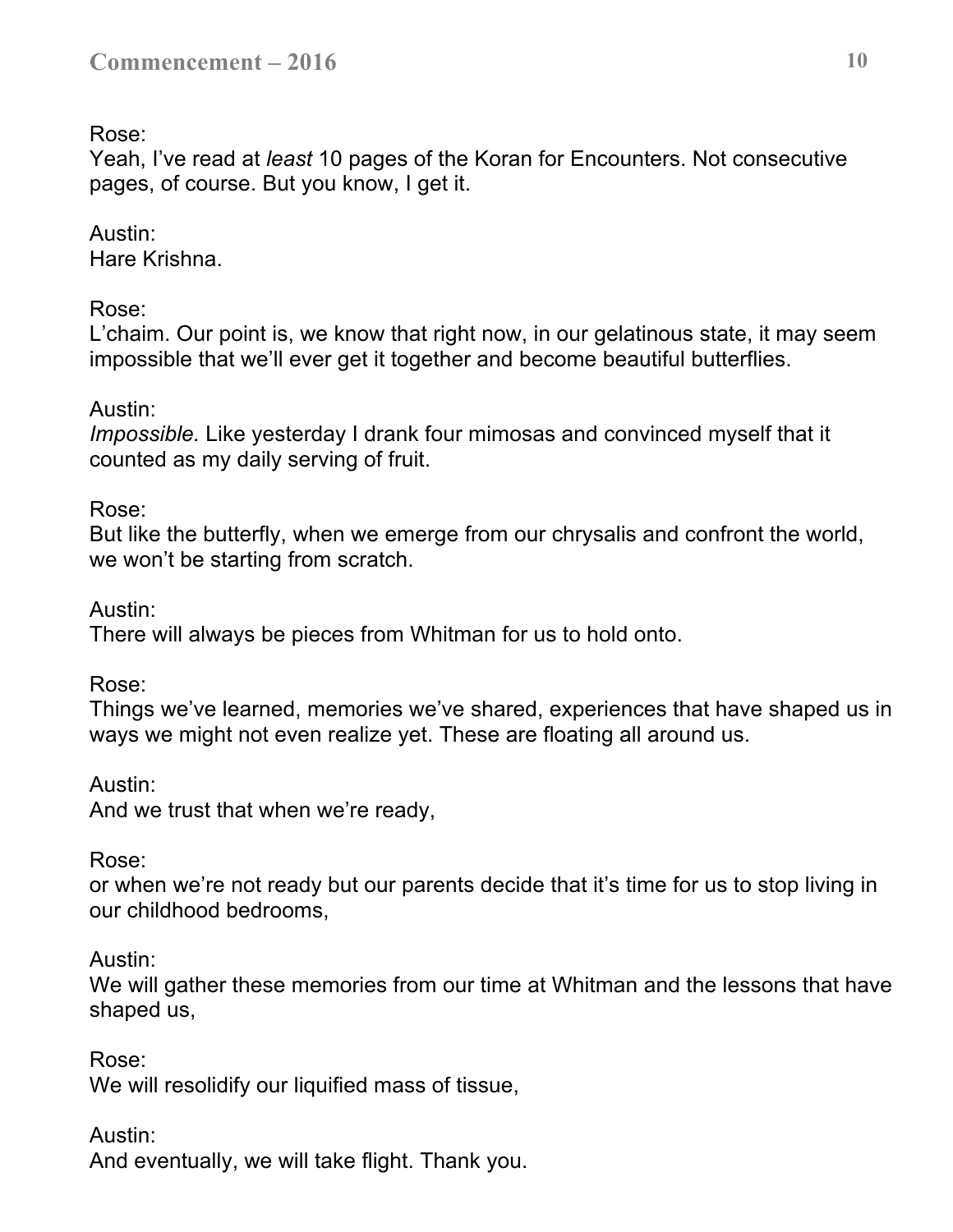Rose:
Yeah, I've read at *least* 10 pages of the Koran for Encounters. Not consecutive pages, of course. But you know, I get it.

Austin:
Hare Krishna.

Rose:
L'chaim. Our point is, we know that right now, in our gelatinous state, it may seem impossible that we'll ever get it together and become beautiful butterflies.

Austin:
*Impossible.* Like yesterday I drank four mimosas and convinced myself that it counted as my daily serving of fruit.

Rose:
But like the butterfly, when we emerge from our chrysalis and confront the world, we won't be starting from scratch.

Austin:
There will always be pieces from Whitman for us to hold onto.

Rose:
Things we've learned, memories we've shared, experiences that have shaped us in ways we might not even realize yet. These are floating all around us.

Austin:
And we trust that when we're ready,

Rose:
or when we're not ready but our parents decide that it's time for us to stop living in our childhood bedrooms,

Austin:
We will gather these memories from our time at Whitman and the lessons that have shaped us,

Rose:
We will resolidify our liquified mass of tissue,

Austin:
And eventually, we will take flight. Thank you.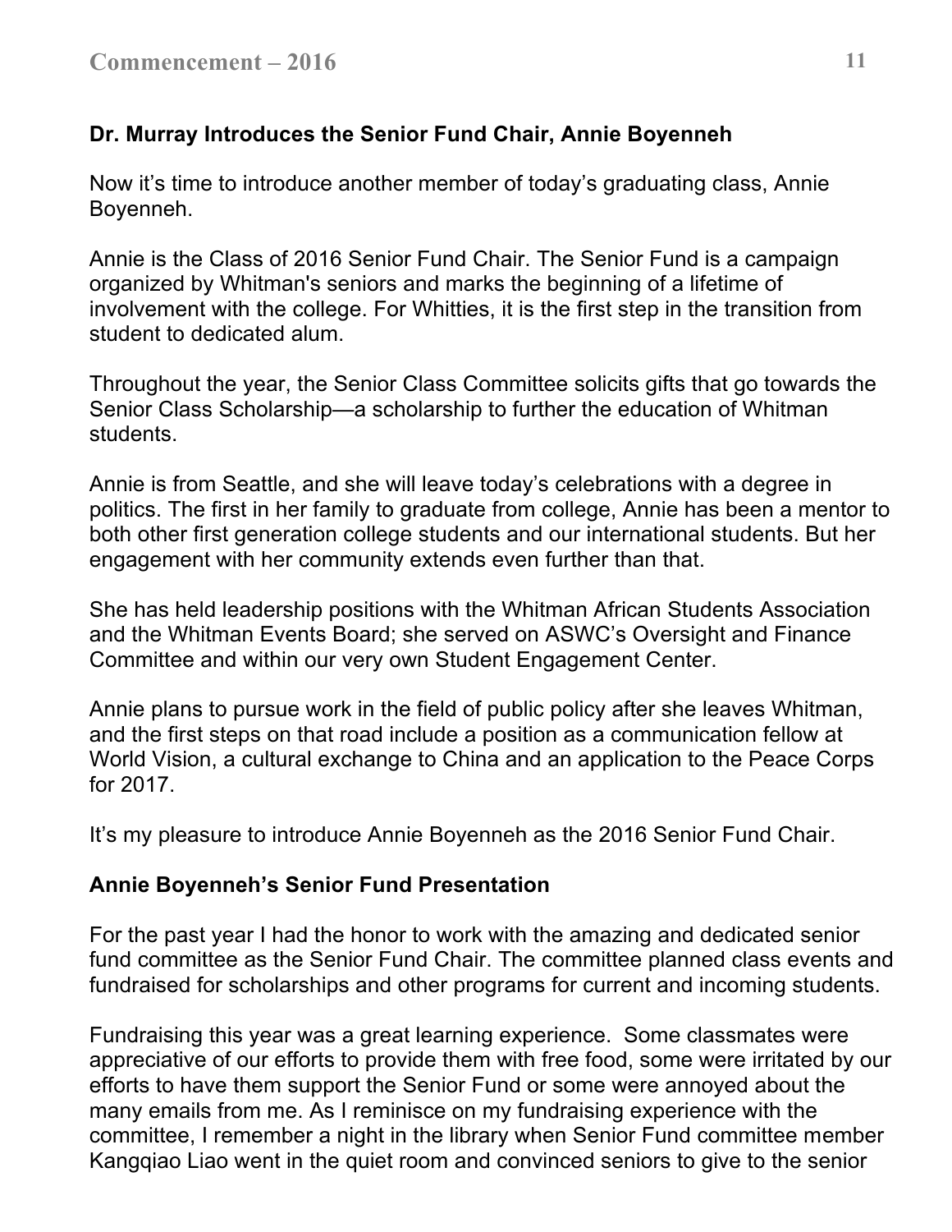## Dr. Murray Introduces the Senior Fund Chair, Annie Boyenneh

Now it's time to introduce another member of today's graduating class, Annie Boyenneh.

Annie is the Class of 2016 Senior Fund Chair. The Senior Fund is a campaign organized by Whitman's seniors and marks the beginning of a lifetime of involvement with the college. For Whitties, it is the first step in the transition from student to dedicated alum.

Throughout the year, the Senior Class Committee solicits gifts that go towards the Senior Class Scholarship—a scholarship to further the education of Whitman students.

Annie is from Seattle, and she will leave today's celebrations with a degree in politics. The first in her family to graduate from college, Annie has been a mentor to both other first generation college students and our international students. But her engagement with her community extends even further than that.

She has held leadership positions with the Whitman African Students Association and the Whitman Events Board; she served on ASWC's Oversight and Finance Committee and within our very own Student Engagement Center.

Annie plans to pursue work in the field of public policy after she leaves Whitman, and the first steps on that road include a position as a communication fellow at World Vision, a cultural exchange to China and an application to the Peace Corps for 2017.

It's my pleasure to introduce Annie Boyenneh as the 2016 Senior Fund Chair.

## Annie Boyenneh's Senior Fund Presentation

For the past year I had the honor to work with the amazing and dedicated senior fund committee as the Senior Fund Chair. The committee planned class events and fundraised for scholarships and other programs for current and incoming students.

Fundraising this year was a great learning experience. Some classmates were appreciative of our efforts to provide them with free food, some were irritated by our efforts to have them support the Senior Fund or some were annoyed about the many emails from me. As I reminisce on my fundraising experience with the committee, I remember a night in the library when Senior Fund committee member Kangqiao Liao went in the quiet room and convinced seniors to give to the senior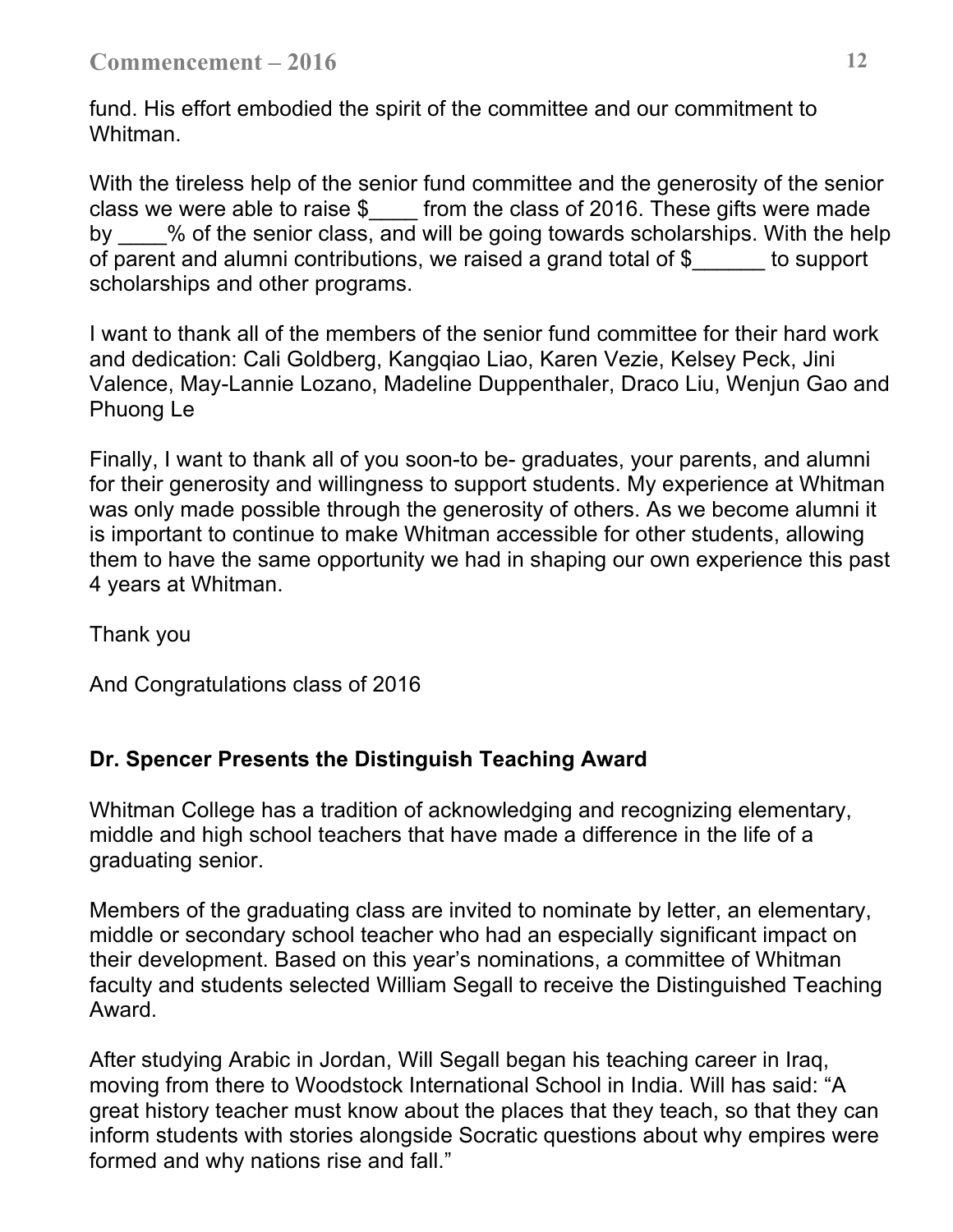fund. His effort embodied the spirit of the committee and our commitment to Whitman.

With the tireless help of the senior fund committee and the generosity of the senior class we were able to raise $____ from the class of 2016. These gifts were made by ____% of the senior class, and will be going towards scholarships. With the help of parent and alumni contributions, we raised a grand total of $______ to support scholarships and other programs.

I want to thank all of the members of the senior fund committee for their hard work and dedication: Cali Goldberg, Kangqiao Liao, Karen Vezie, Kelsey Peck, Jini Valence, May-Lannie Lozano, Madeline Duppenthaler, Draco Liu, Wenjun Gao and Phuong Le

Finally, I want to thank all of you soon-to be- graduates, your parents, and alumni for their generosity and willingness to support students. My experience at Whitman was only made possible through the generosity of others. As we become alumni it is important to continue to make Whitman accessible for other students, allowing them to have the same opportunity we had in shaping our own experience this past 4 years at Whitman.

Thank you

And Congratulations class of 2016

**Dr. Spencer Presents the Distinguish Teaching Award**

Whitman College has a tradition of acknowledging and recognizing elementary, middle and high school teachers that have made a difference in the life of a graduating senior.

Members of the graduating class are invited to nominate by letter, an elementary, middle or secondary school teacher who had an especially significant impact on their development. Based on this year's nominations, a committee of Whitman faculty and students selected William Segall to receive the Distinguished Teaching Award.

After studying Arabic in Jordan, Will Segall began his teaching career in Iraq, moving from there to Woodstock International School in India. Will has said: "A great history teacher must know about the places that they teach, so that they can inform students with stories alongside Socratic questions about why empires were formed and why nations rise and fall."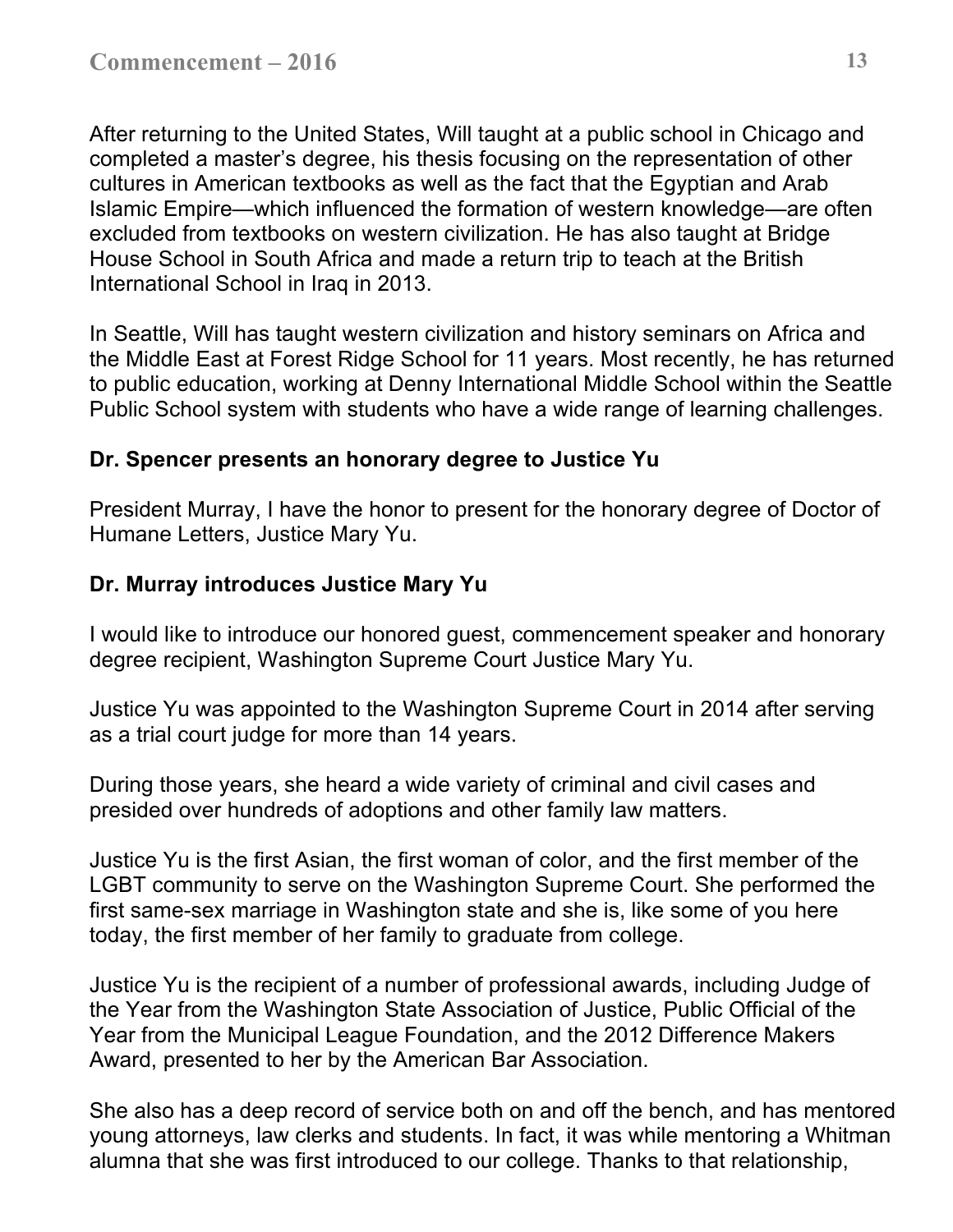After returning to the United States, Will taught at a public school in Chicago and completed a master's degree, his thesis focusing on the representation of other cultures in American textbooks as well as the fact that the Egyptian and Arab Islamic Empire—which influenced the formation of western knowledge—are often excluded from textbooks on western civilization. He has also taught at Bridge House School in South Africa and made a return trip to teach at the British International School in Iraq in 2013.

In Seattle, Will has taught western civilization and history seminars on Africa and the Middle East at Forest Ridge School for 11 years. Most recently, he has returned to public education, working at Denny International Middle School within the Seattle Public School system with students who have a wide range of learning challenges.

**Dr. Spencer presents an honorary degree to Justice Yu**

President Murray, I have the honor to present for the honorary degree of Doctor of Humane Letters, Justice Mary Yu.

**Dr. Murray introduces Justice Mary Yu**

I would like to introduce our honored guest, commencement speaker and honorary degree recipient, Washington Supreme Court Justice Mary Yu.

Justice Yu was appointed to the Washington Supreme Court in 2014 after serving as a trial court judge for more than 14 years.

During those years, she heard a wide variety of criminal and civil cases and presided over hundreds of adoptions and other family law matters.

Justice Yu is the first Asian, the first woman of color, and the first member of the LGBT community to serve on the Washington Supreme Court. She performed the first same-sex marriage in Washington state and she is, like some of you here today, the first member of her family to graduate from college.

Justice Yu is the recipient of a number of professional awards, including Judge of the Year from the Washington State Association of Justice, Public Official of the Year from the Municipal League Foundation, and the 2012 Difference Makers Award, presented to her by the American Bar Association.

She also has a deep record of service both on and off the bench, and has mentored young attorneys, law clerks and students. In fact, it was while mentoring a Whitman alumna that she was first introduced to our college. Thanks to that relationship,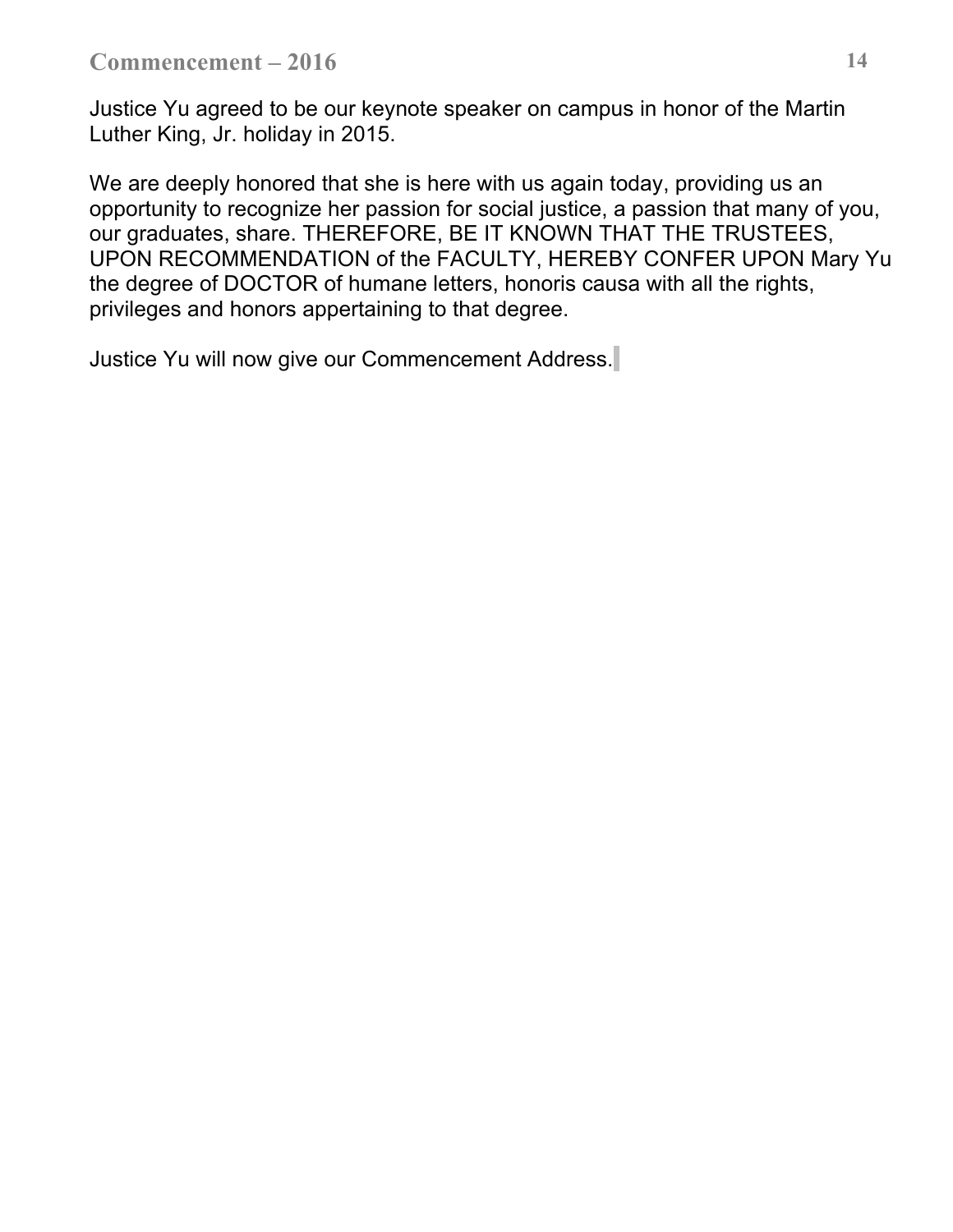Justice Yu agreed to be our keynote speaker on campus in honor of the Martin Luther King, Jr. holiday in 2015.

We are deeply honored that she is here with us again today, providing us an opportunity to recognize her passion for social justice, a passion that many of you, our graduates, share. THEREFORE, BE IT KNOWN THAT THE TRUSTEES, UPON RECOMMENDATION of the FACULTY, HEREBY CONFER UPON Mary Yu the degree of DOCTOR of humane letters, honoris causa with all the rights, privileges and honors appertaining to that degree.

Justice Yu will now give our Commencement Address.